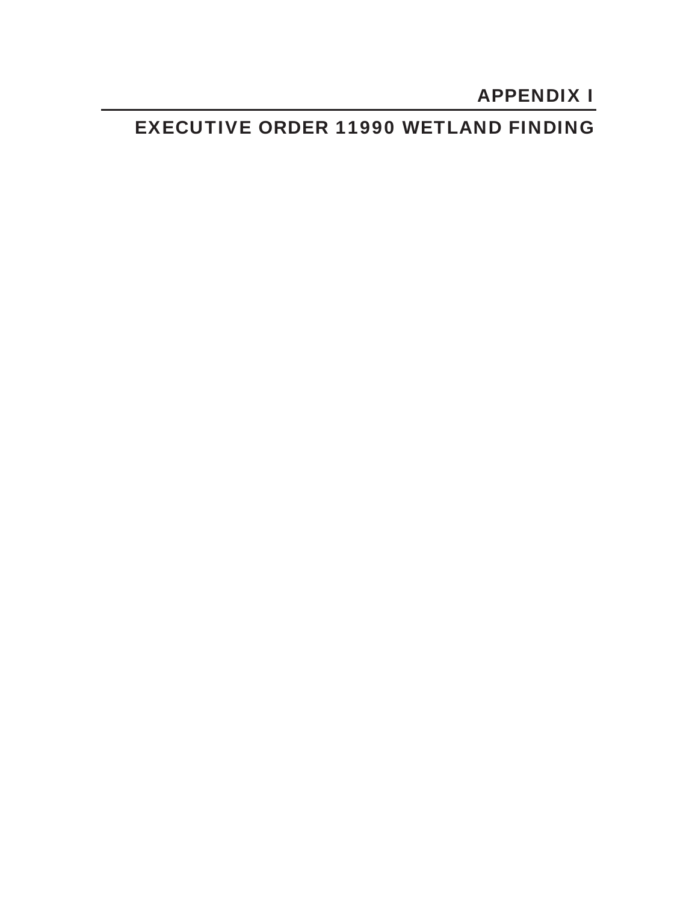# APPENDIX I

## EXECUTIVE ORDER 11990 WETLAND FINDING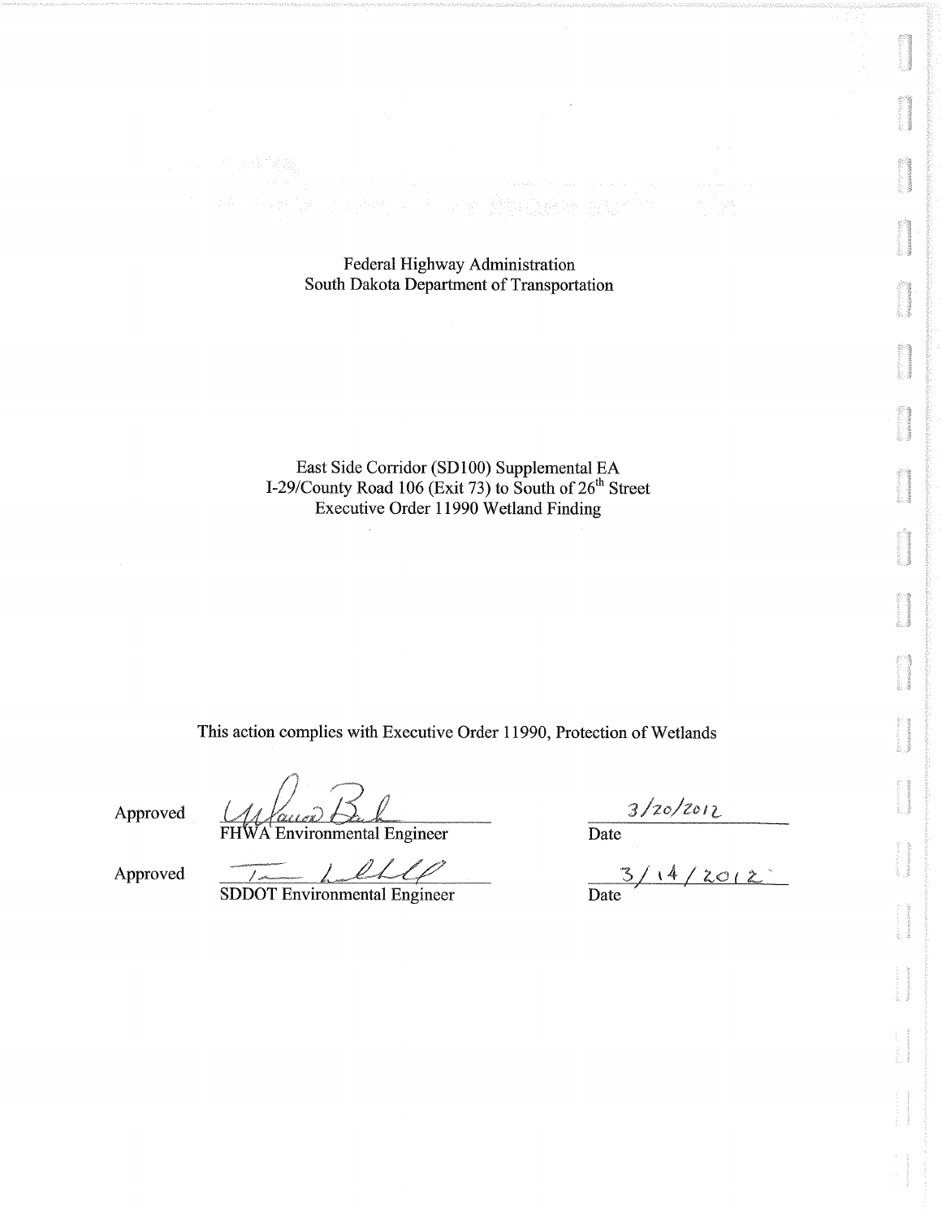Federal Highway Administration
South Dakota Department of Transportation

East Side Corridor (SD100) Supplemental EA
I-29/County Road 106 (Exit 73) to South of 26th Street
Executive Order 11990 Wetland Finding

This action complies with Executive Order 11990, Protection of Wetlands

Approved _______________ 3/20/2012
FHWA Environmental Engineer Date

Approved _______________ 3/14/2012
SDDOT Environmental Engineer Date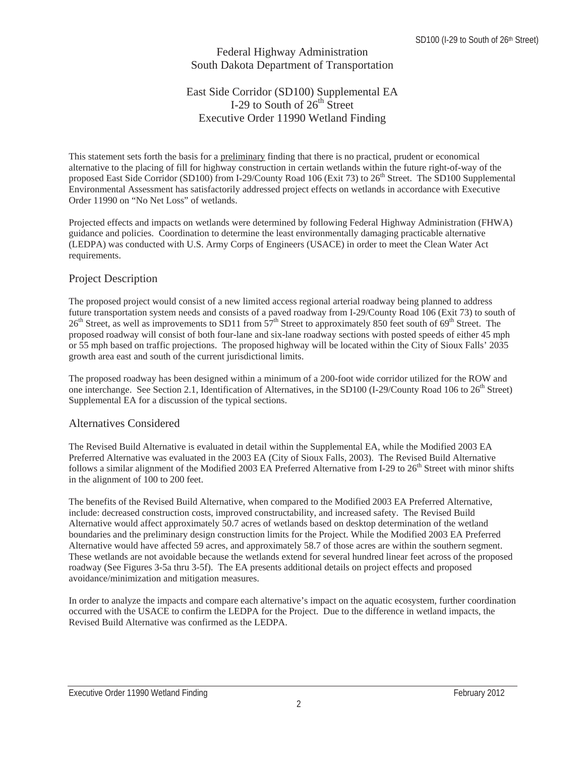Federal Highway Administration
South Dakota Department of Transportation

East Side Corridor (SD100) Supplemental EA
I-29 to South of 26th Street
Executive Order 11990 Wetland Finding

This statement sets forth the basis for a preliminary finding that there is no practical, prudent or economical alternative to the placing of fill for highway construction in certain wetlands within the future right-of-way of the proposed East Side Corridor (SD100) from I-29/County Road 106 (Exit 73) to 26th Street. The SD100 Supplemental Environmental Assessment has satisfactorily addressed project effects on wetlands in accordance with Executive Order 11990 on "No Net Loss" of wetlands.

Projected effects and impacts on wetlands were determined by following Federal Highway Administration (FHWA) guidance and policies. Coordination to determine the least environmentally damaging practicable alternative (LEDPA) was conducted with U.S. Army Corps of Engineers (USACE) in order to meet the Clean Water Act requirements.

## Project Description

The proposed project would consist of a new limited access regional arterial roadway being planned to address future transportation system needs and consists of a paved roadway from I-29/County Road 106 (Exit 73) to south of 26th Street, as well as improvements to SD11 from 57th Street to approximately 850 feet south of 69th Street. The proposed roadway will consist of both four-lane and six-lane roadway sections with posted speeds of either 45 mph or 55 mph based on traffic projections. The proposed highway will be located within the City of Sioux Falls' 2035 growth area east and south of the current jurisdictional limits.

The proposed roadway has been designed within a minimum of a 200-foot wide corridor utilized for the ROW and one interchange. See Section 2.1, Identification of Alternatives, in the SD100 (I-29/County Road 106 to 26th Street) Supplemental EA for a discussion of the typical sections.

## Alternatives Considered

The Revised Build Alternative is evaluated in detail within the Supplemental EA, while the Modified 2003 EA Preferred Alternative was evaluated in the 2003 EA (City of Sioux Falls, 2003). The Revised Build Alternative follows a similar alignment of the Modified 2003 EA Preferred Alternative from I-29 to 26th Street with minor shifts in the alignment of 100 to 200 feet.

The benefits of the Revised Build Alternative, when compared to the Modified 2003 EA Preferred Alternative, include: decreased construction costs, improved constructability, and increased safety. The Revised Build Alternative would affect approximately 50.7 acres of wetlands based on desktop determination of the wetland boundaries and the preliminary design construction limits for the Project. While the Modified 2003 EA Preferred Alternative would have affected 59 acres, and approximately 58.7 of those acres are within the southern segment. These wetlands are not avoidable because the wetlands extend for several hundred linear feet across of the proposed roadway (See Figures 3-5a thru 3-5f). The EA presents additional details on project effects and proposed avoidance/minimization and mitigation measures.

In order to analyze the impacts and compare each alternative's impact on the aquatic ecosystem, further coordination occurred with the USACE to confirm the LEDPA for the Project. Due to the difference in wetland impacts, the Revised Build Alternative was confirmed as the LEDPA.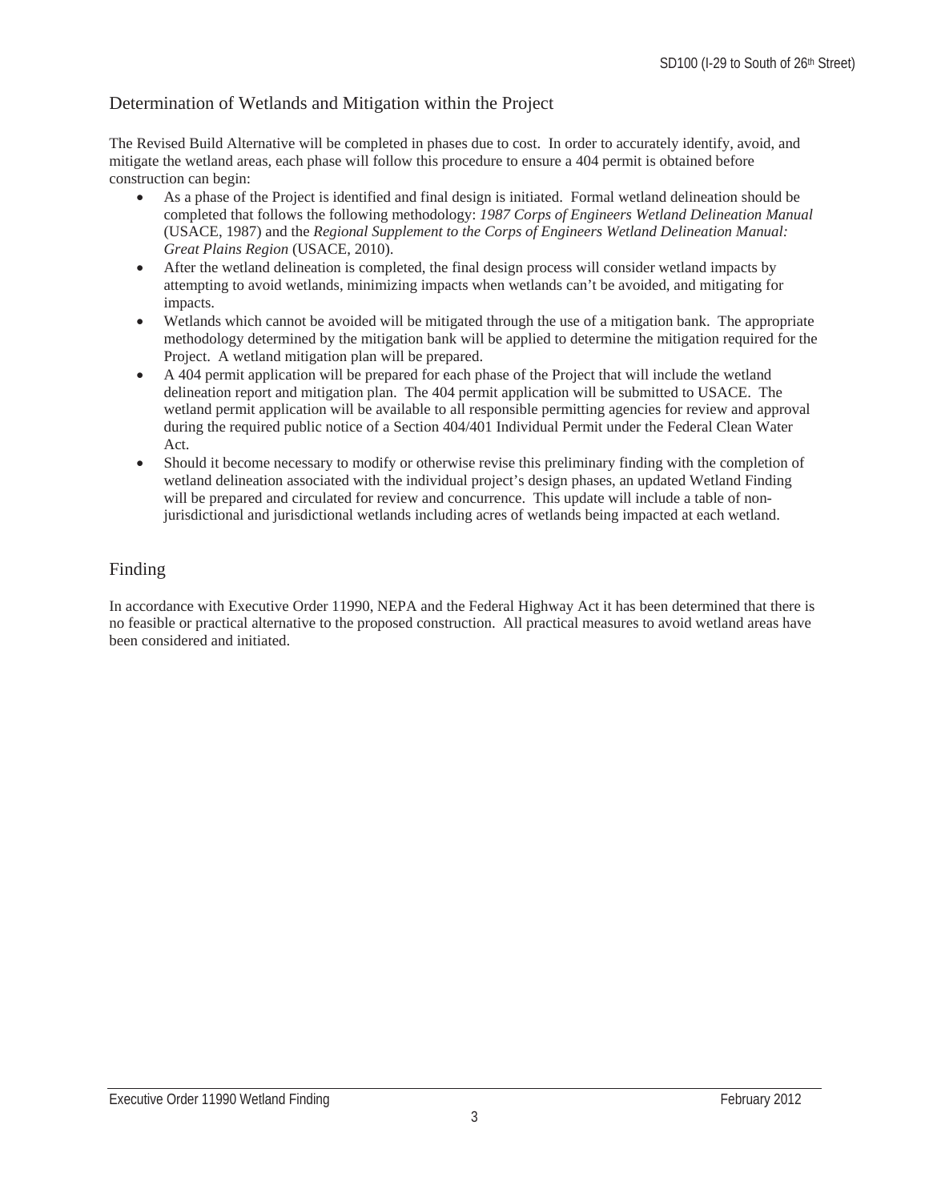## Determination of Wetlands and Mitigation within the Project

The Revised Build Alternative will be completed in phases due to cost. In order to accurately identify, avoid, and mitigate the wetland areas, each phase will follow this procedure to ensure a 404 permit is obtained before construction can begin:

- As a phase of the Project is identified and final design is initiated. Formal wetland delineation should be completed that follows the following methodology: *1987 Corps of Engineers Wetland Delineation Manual* (USACE, 1987) and the *Regional Supplement to the Corps of Engineers Wetland Delineation Manual: Great Plains Region* (USACE, 2010).
- After the wetland delineation is completed, the final design process will consider wetland impacts by attempting to avoid wetlands, minimizing impacts when wetlands can't be avoided, and mitigating for impacts.
- Wetlands which cannot be avoided will be mitigated through the use of a mitigation bank. The appropriate methodology determined by the mitigation bank will be applied to determine the mitigation required for the Project. A wetland mitigation plan will be prepared.
- A 404 permit application will be prepared for each phase of the Project that will include the wetland delineation report and mitigation plan. The 404 permit application will be submitted to USACE. The wetland permit application will be available to all responsible permitting agencies for review and approval during the required public notice of a Section 404/401 Individual Permit under the Federal Clean Water Act.
- Should it become necessary to modify or otherwise revise this preliminary finding with the completion of wetland delineation associated with the individual project's design phases, an updated Wetland Finding will be prepared and circulated for review and concurrence. This update will include a table of non-jurisdictional and jurisdictional wetlands including acres of wetlands being impacted at each wetland.

## Finding

In accordance with Executive Order 11990, NEPA and the Federal Highway Act it has been determined that there is no feasible or practical alternative to the proposed construction. All practical measures to avoid wetland areas have been considered and initiated.